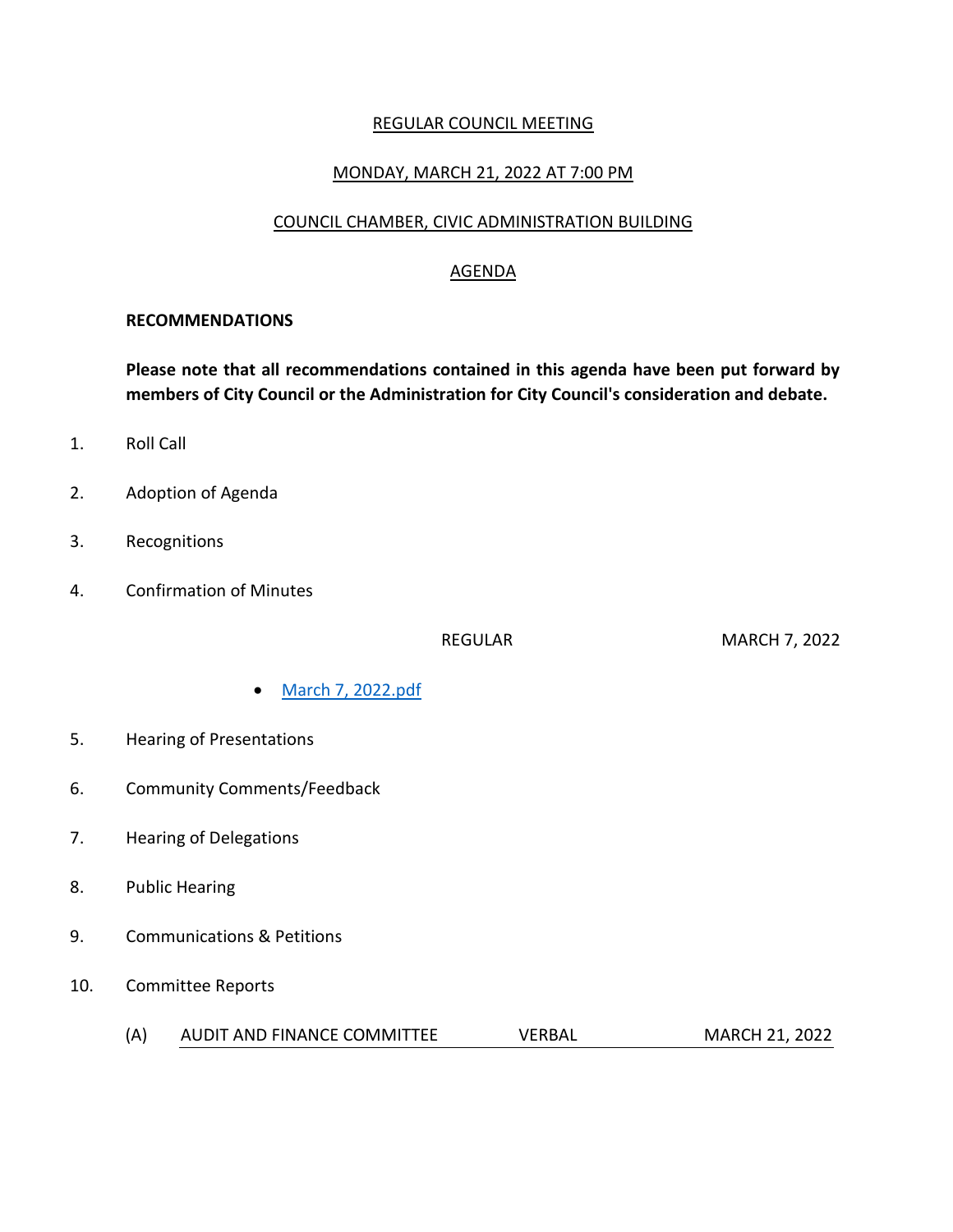# REGULAR COUNCIL MEETING

## MONDAY, MARCH 21, 2022 AT 7:00 PM

## COUNCIL CHAMBER, CIVIC ADMINISTRATION BUILDING

## AGENDA

**RECOMMENDATIONS**

**Please note that all recommendations contained in this agenda have been put forward by members of City Council or the Administration for City Council's consideration and debate.**

1. Roll Call

2. Adoption of Agenda

3. Recognitions

4. Confirmation of Minutes

   REGULAR MARCH 7, 2022

   - [March 7, 2022.pdf]

5. Hearing of Presentations

6. Community Comments/Feedback

7. Hearing of Delegations

8. Public Hearing

9. Communications & Petitions

10. Committee Reports

    (A) AUDIT AND FINANCE COMMITTEE VERBAL MARCH 21, 2022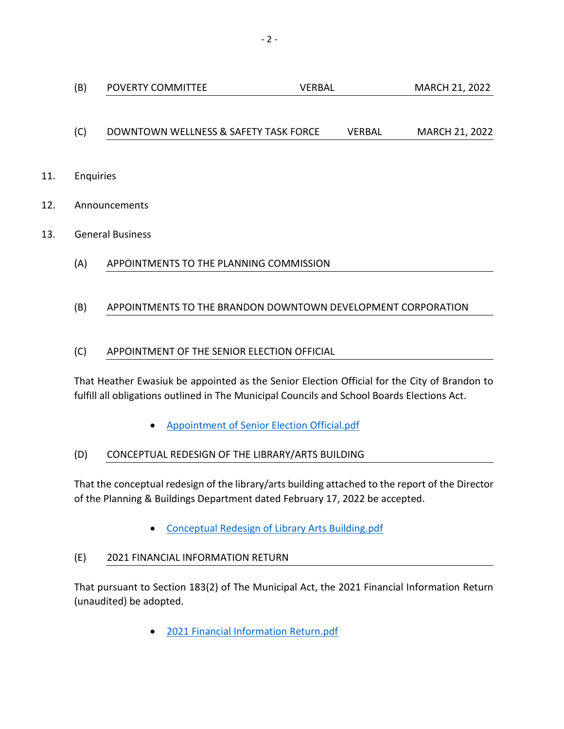(B) POVERTY COMMITTEE VERBAL MARCH 21, 2022

(C) DOWNTOWN WELLNESS & SAFETY TASK FORCE VERBAL MARCH 21, 2022

11. Enquiries

12. Announcements

13. General Business

(A) APPOINTMENTS TO THE PLANNING COMMISSION

(B) APPOINTMENTS TO THE BRANDON DOWNTOWN DEVELOPMENT CORPORATION

(C) APPOINTMENT OF THE SENIOR ELECTION OFFICIAL

That Heather Ewasiuk be appointed as the Senior Election Official for the City of Brandon to fulfill all obligations outlined in The Municipal Councils and School Boards Elections Act.

- Appointment of Senior Election Official.pdf

(D) CONCEPTUAL REDESIGN OF THE LIBRARY/ARTS BUILDING

That the conceptual redesign of the library/arts building attached to the report of the Director of the Planning & Buildings Department dated February 17, 2022 be accepted.

- Conceptual Redesign of Library Arts Building.pdf

(E) 2021 FINANCIAL INFORMATION RETURN

That pursuant to Section 183(2) of The Municipal Act, the 2021 Financial Information Return (unaudited) be adopted.

- 2021 Financial Information Return.pdf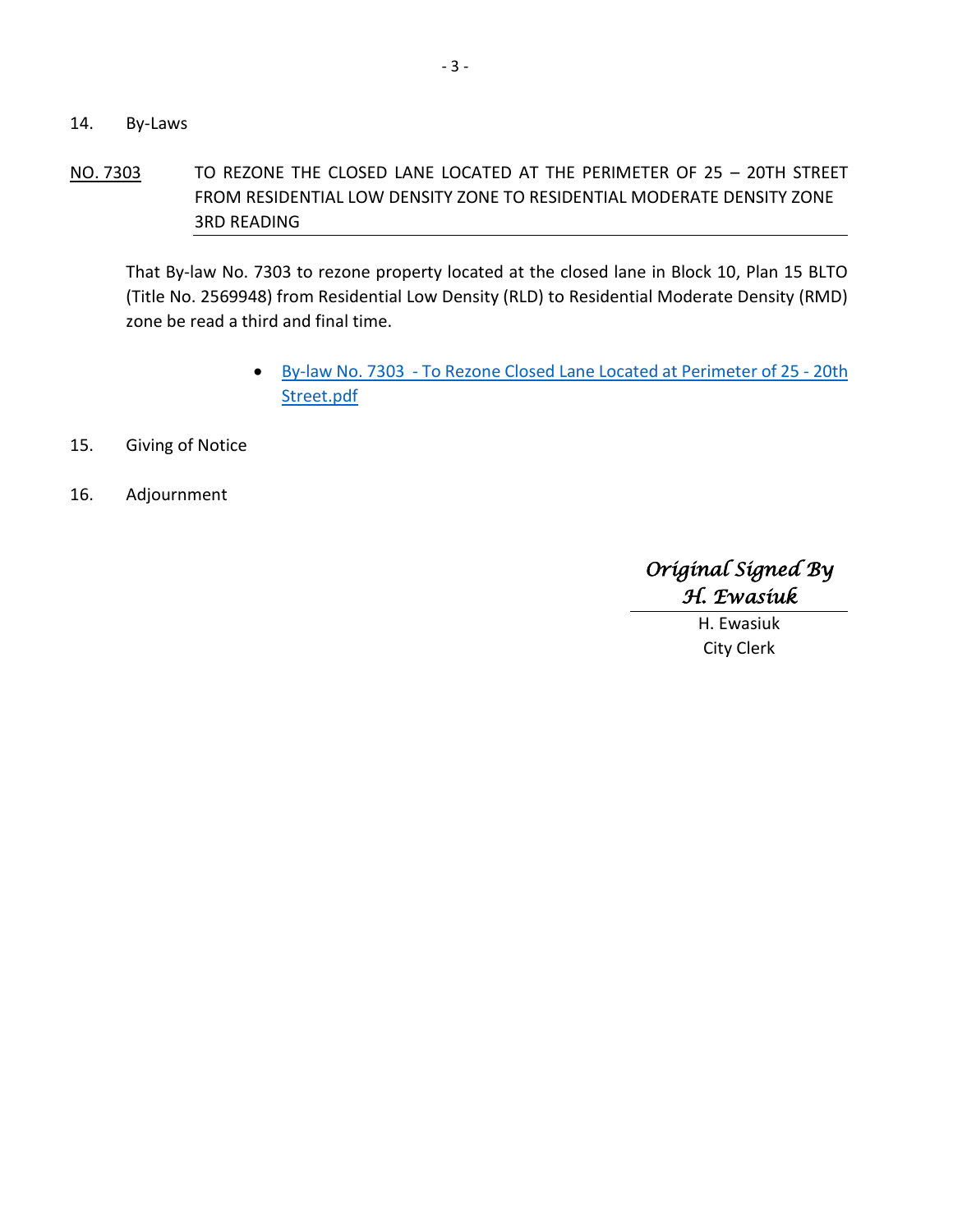14. By-Laws

<u>NO. 7303</u> TO REZONE THE CLOSED LANE LOCATED AT THE PERIMETER OF 25 – 20TH STREET FROM RESIDENTIAL LOW DENSITY ZONE TO RESIDENTIAL MODERATE DENSITY ZONE 3RD READING

That By-law No. 7303 to rezone property located at the closed lane in Block 10, Plan 15 BLTO (Title No. 2569948) from Residential Low Density (RLD) to Residential Moderate Density (RMD) zone be read a third and final time.

- By-law No. 7303 - To Rezone Closed Lane Located at Perimeter of 25 - 20th Street.pdf

15. Giving of Notice

16. Adjournment

*Original Signed By*
*H. Ewasiuk*

H. Ewasiuk
City Clerk